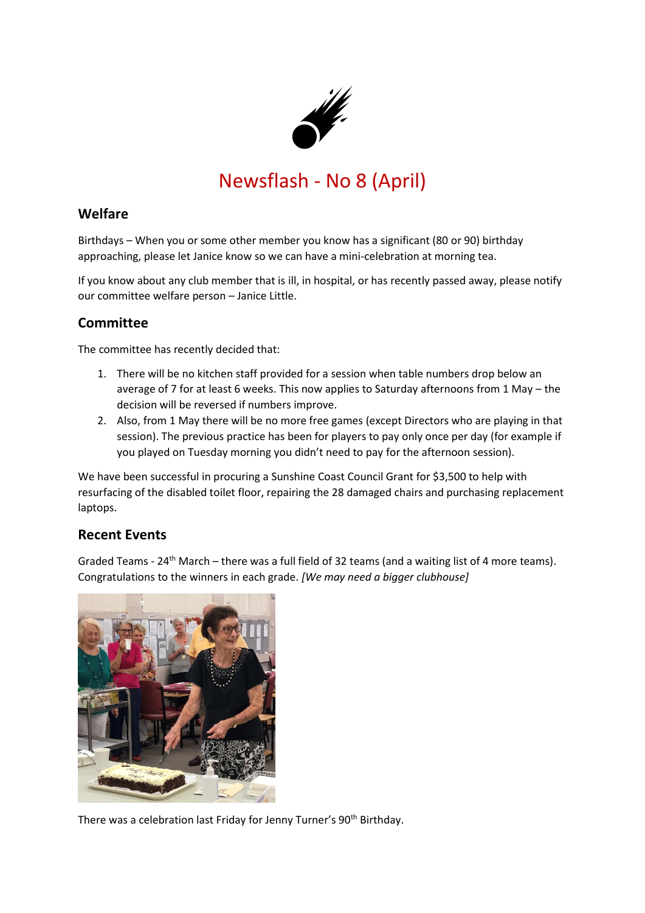# Newsflash - No 8 (April)

## Welfare

Birthdays – When you or some other member you know has a significant (80 or 90) birthday approaching, please let Janice know so we can have a mini-celebration at morning tea.

If you know about any club member that is ill, in hospital, or has recently passed away, please notify our committee welfare person – Janice Little.

## Committee

The committee has recently decided that:

1. There will be no kitchen staff provided for a session when table numbers drop below an average of 7 for at least 6 weeks. This now applies to Saturday afternoons from 1 May – the decision will be reversed if numbers improve.
2. Also, from 1 May there will be no more free games (except Directors who are playing in that session). The previous practice has been for players to pay only once per day (for example if you played on Tuesday morning you didn't need to pay for the afternoon session).

We have been successful in procuring a Sunshine Coast Council Grant for $3,500 to help with resurfacing of the disabled toilet floor, repairing the 28 damaged chairs and purchasing replacement laptops.

## Recent Events

Graded Teams - 24th March – there was a full field of 32 teams (and a waiting list of 4 more teams). Congratulations to the winners in each grade. *[We may need a bigger clubhouse]*

There was a celebration last Friday for Jenny Turner's 90th Birthday.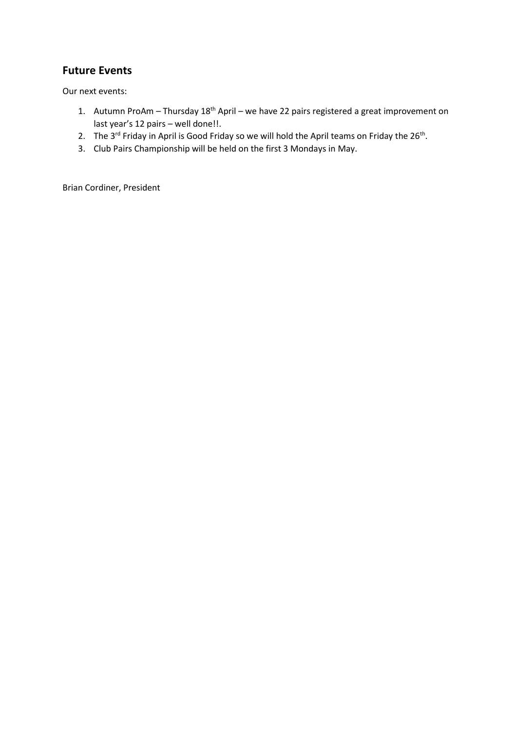## Future Events

Our next events:

1. Autumn ProAm – Thursday 18th April – we have 22 pairs registered a great improvement on last year's 12 pairs – well done!!.
2. The 3rd Friday in April is Good Friday so we will hold the April teams on Friday the 26th.
3. Club Pairs Championship will be held on the first 3 Mondays in May.

Brian Cordiner, President